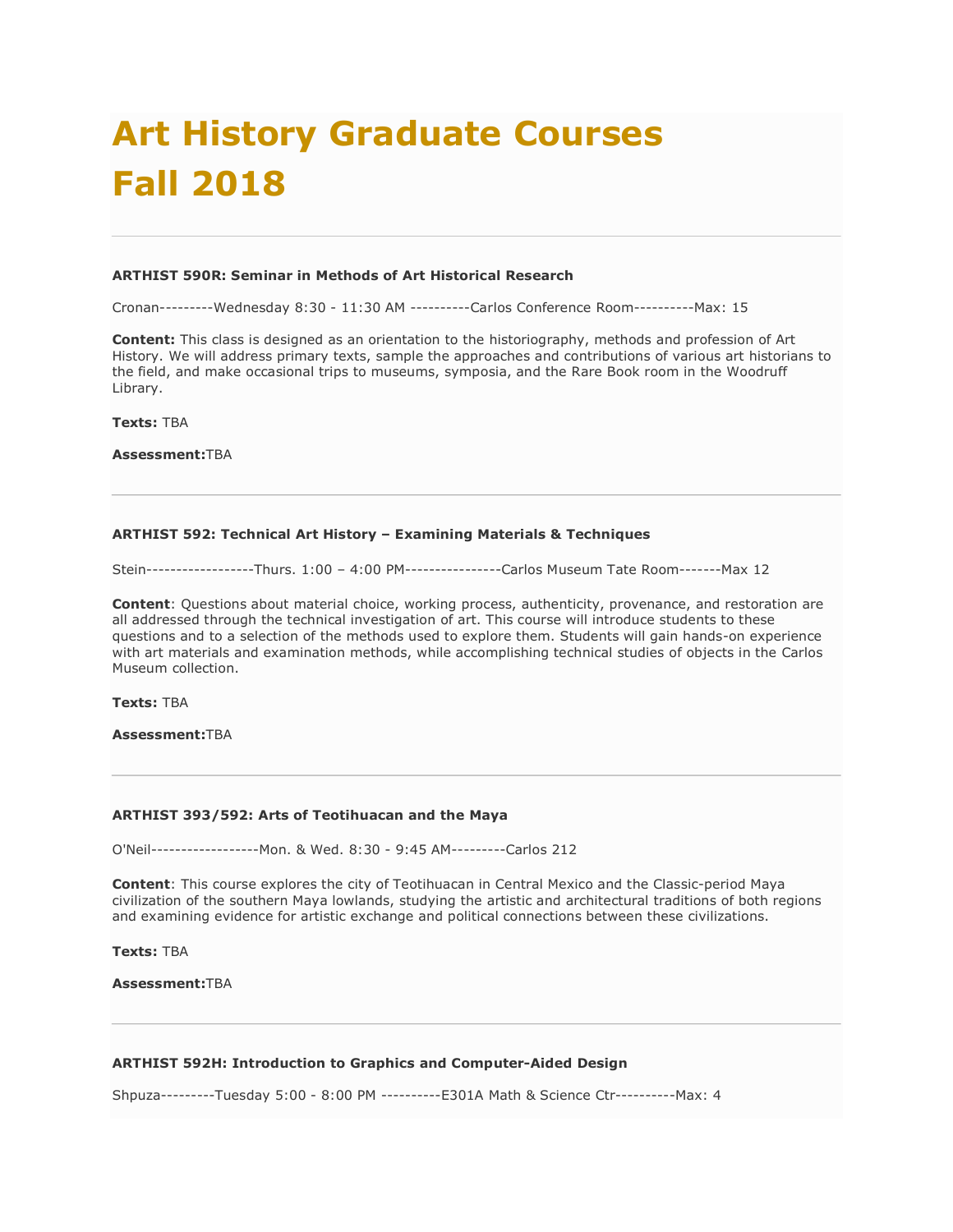# Art History Graduate Courses Fall 2018

---

**ARTHIST 590R: Seminar in Methods of Art Historical Research**

Cronan---------Wednesday 8:30 - 11:30 AM ----------Carlos Conference Room----------Max: 15

**Content:** This class is designed as an orientation to the historiography, methods and profession of Art History. We will address primary texts, sample the approaches and contributions of various art historians to the field, and make occasional trips to museums, symposia, and the Rare Book room in the Woodruff Library.

**Texts:** TBA

**Assessment:**TBA

---

**ARTHIST 592: Technical Art History – Examining Materials & Techniques**

Stein------------------Thurs. 1:00 – 4:00 PM----------------Carlos Museum Tate Room-------Max 12

**Content**: Questions about material choice, working process, authenticity, provenance, and restoration are all addressed through the technical investigation of art. This course will introduce students to these questions and to a selection of the methods used to explore them. Students will gain hands-on experience with art materials and examination methods, while accomplishing technical studies of objects in the Carlos Museum collection.

**Texts:** TBA

**Assessment:**TBA

---

**ARTHIST 393/592: Arts of Teotihuacan and the Maya**

O'Neil------------------Mon. & Wed. 8:30 - 9:45 AM---------Carlos 212

**Content**: This course explores the city of Teotihuacan in Central Mexico and the Classic-period Maya civilization of the southern Maya lowlands, studying the artistic and architectural traditions of both regions and examining evidence for artistic exchange and political connections between these civilizations.

**Texts:** TBA

**Assessment:**TBA

---

**ARTHIST 592H: Introduction to Graphics and Computer-Aided Design**

Shpuza---------Tuesday 5:00 - 8:00 PM ----------E301A Math & Science Ctr----------Max: 4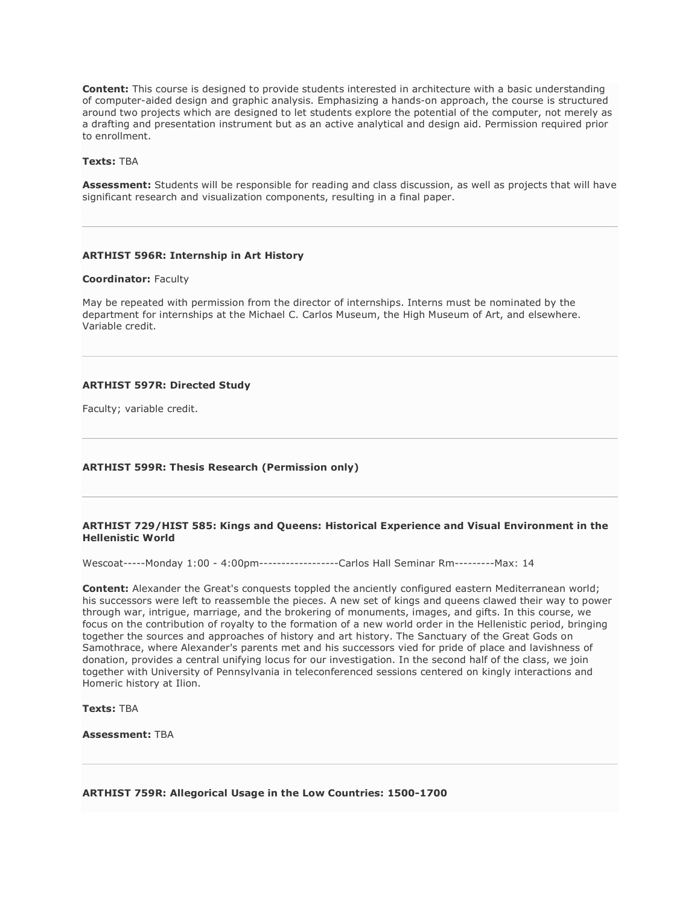**Content:** This course is designed to provide students interested in architecture with a basic understanding of computer-aided design and graphic analysis. Emphasizing a hands-on approach, the course is structured around two projects which are designed to let students explore the potential of the computer, not merely as a drafting and presentation instrument but as an active analytical and design aid. Permission required prior to enrollment.

**Texts:** TBA

**Assessment:** Students will be responsible for reading and class discussion, as well as projects that will have significant research and visualization components, resulting in a final paper.

---

**ARTHIST 596R: Internship in Art History**

**Coordinator:** Faculty

May be repeated with permission from the director of internships. Interns must be nominated by the department for internships at the Michael C. Carlos Museum, the High Museum of Art, and elsewhere. Variable credit.

---

**ARTHIST 597R: Directed Study**

Faculty; variable credit.

---

**ARTHIST 599R: Thesis Research (Permission only)**

---

**ARTHIST 729/HIST 585: Kings and Queens: Historical Experience and Visual Environment in the Hellenistic World**

Wescoat-----Monday 1:00 - 4:00pm------------------Carlos Hall Seminar Rm---------Max: 14

**Content:** Alexander the Great's conquests toppled the anciently configured eastern Mediterranean world; his successors were left to reassemble the pieces. A new set of kings and queens clawed their way to power through war, intrigue, marriage, and the brokering of monuments, images, and gifts. In this course, we focus on the contribution of royalty to the formation of a new world order in the Hellenistic period, bringing together the sources and approaches of history and art history. The Sanctuary of the Great Gods on Samothrace, where Alexander's parents met and his successors vied for pride of place and lavishness of donation, provides a central unifying locus for our investigation. In the second half of the class, we join together with University of Pennsylvania in teleconferenced sessions centered on kingly interactions and Homeric history at Ilion.

**Texts:** TBA

**Assessment:** TBA

---

**ARTHIST 759R: Allegorical Usage in the Low Countries: 1500-1700**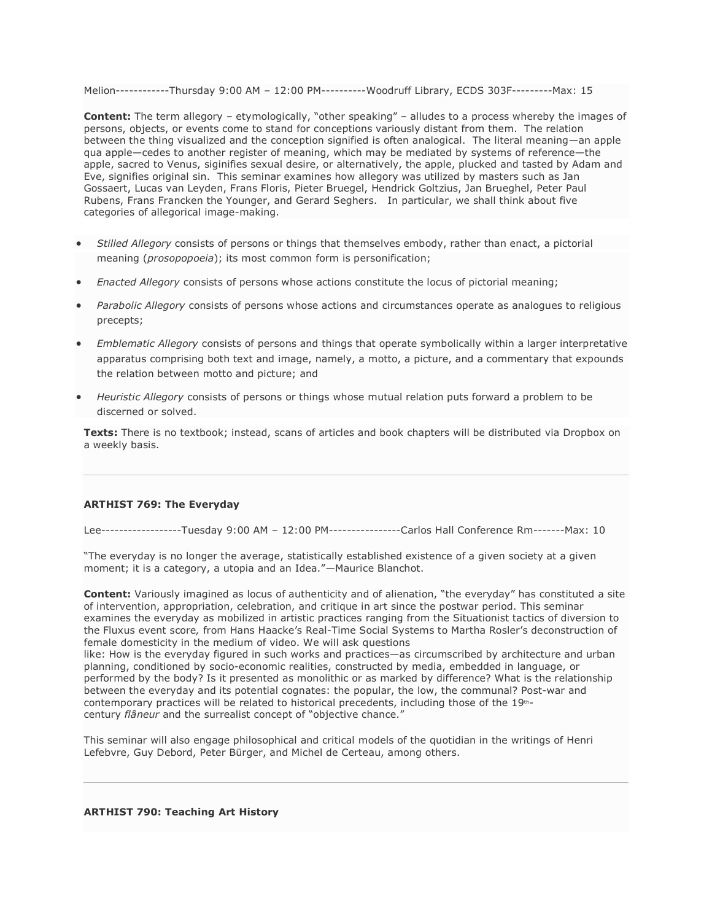Melion------------Thursday 9:00 AM – 12:00 PM----------Woodruff Library, ECDS 303F---------Max: 15

**Content:** The term allegory – etymologically, "other speaking" – alludes to a process whereby the images of persons, objects, or events come to stand for conceptions variously distant from them. The relation between the thing visualized and the conception signified is often analogical. The literal meaning—an apple qua apple—cedes to another register of meaning, which may be mediated by systems of reference—the apple, sacred to Venus, siginifies sexual desire, or alternatively, the apple, plucked and tasted by Adam and Eve, signifies original sin. This seminar examines how allegory was utilized by masters such as Jan Gossaert, Lucas van Leyden, Frans Floris, Pieter Bruegel, Hendrick Goltzius, Jan Brueghel, Peter Paul Rubens, Frans Francken the Younger, and Gerard Seghers. In particular, we shall think about five categories of allegorical image-making.

- *Stilled Allegory* consists of persons or things that themselves embody, rather than enact, a pictorial meaning (*prosopopoeia*); its most common form is personification;
- *Enacted Allegory* consists of persons whose actions constitute the locus of pictorial meaning;
- *Parabolic Allegory* consists of persons whose actions and circumstances operate as analogues to religious precepts;
- *Emblematic Allegory* consists of persons and things that operate symbolically within a larger interpretative apparatus comprising both text and image, namely, a motto, a picture, and a commentary that expounds the relation between motto and picture; and
- *Heuristic Allegory* consists of persons or things whose mutual relation puts forward a problem to be discerned or solved.

**Texts:** There is no textbook; instead, scans of articles and book chapters will be distributed via Dropbox on a weekly basis.

---

**ARTHIST 769: The Everyday**

Lee------------------Tuesday 9:00 AM – 12:00 PM----------------Carlos Hall Conference Rm-------Max: 10

"The everyday is no longer the average, statistically established existence of a given society at a given moment; it is a category, a utopia and an Idea."—Maurice Blanchot.

**Content:** Variously imagined as locus of authenticity and of alienation, "the everyday" has constituted a site of intervention, appropriation, celebration, and critique in art since the postwar period. This seminar examines the everyday as mobilized in artistic practices ranging from the Situationist tactics of diversion to the Fluxus event score, from Hans Haacke's Real-Time Social Systems to Martha Rosler's deconstruction of female domesticity in the medium of video. We will ask questions like: How is the everyday figured in such works and practices—as circumscribed by architecture and urban planning, conditioned by socio-economic realities, constructed by media, embedded in language, or performed by the body? Is it presented as monolithic or as marked by difference? What is the relationship between the everyday and its potential cognates: the popular, the low, the communal? Post-war and contemporary practices will be related to historical precedents, including those of the 19th-century *flâneur* and the surrealist concept of "objective chance."

This seminar will also engage philosophical and critical models of the quotidian in the writings of Henri Lefebvre, Guy Debord, Peter Bürger, and Michel de Certeau, among others.

---

**ARTHIST 790: Teaching Art History**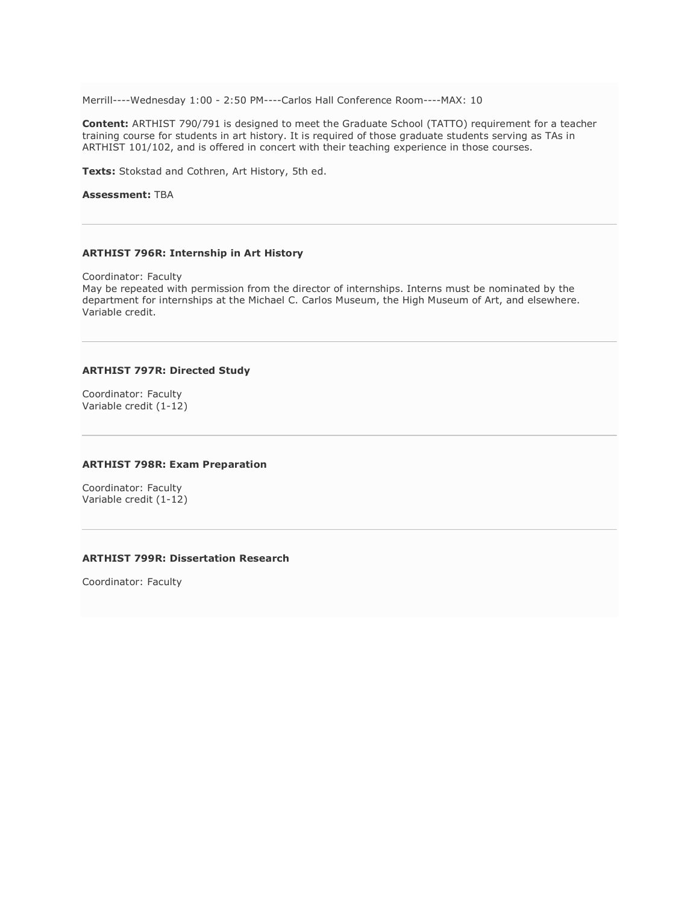Merrill----Wednesday 1:00 - 2:50 PM----Carlos Hall Conference Room----MAX: 10

**Content:** ARTHIST 790/791 is designed to meet the Graduate School (TATTO) requirement for a teacher training course for students in art history. It is required of those graduate students serving as TAs in ARTHIST 101/102, and is offered in concert with their teaching experience in those courses.

**Texts:** Stokstad and Cothren, Art History, 5th ed.

**Assessment:** TBA

---

**ARTHIST 796R: Internship in Art History**

Coordinator: Faculty
May be repeated with permission from the director of internships. Interns must be nominated by the department for internships at the Michael C. Carlos Museum, the High Museum of Art, and elsewhere. Variable credit.

---

**ARTHIST 797R: Directed Study**

Coordinator: Faculty
Variable credit (1-12)

---

**ARTHIST 798R: Exam Preparation**

Coordinator: Faculty
Variable credit (1-12)

---

**ARTHIST 799R: Dissertation Research**

Coordinator: Faculty